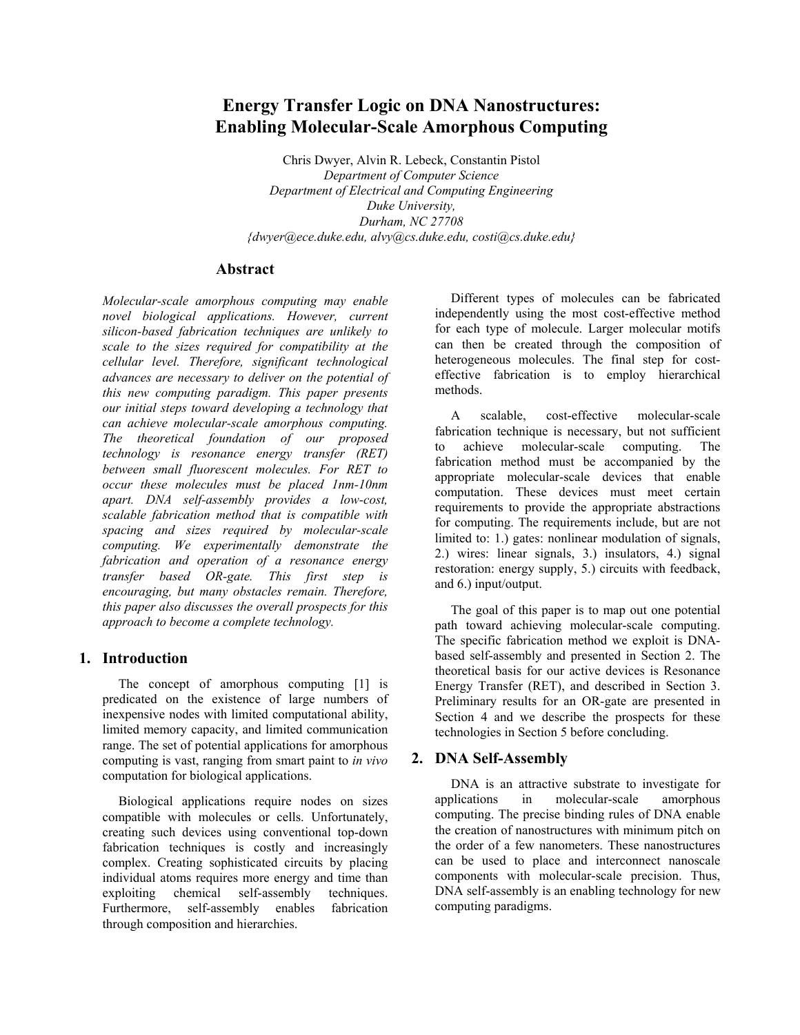# Energy Transfer Logic on DNA Nanostructures: Enabling Molecular-Scale Amorphous Computing

Chris Dwyer, Alvin R. Lebeck, Constantin Pistol
*Department of Computer Science*
*Department of Electrical and Computing Engineering*
*Duke University,*
*Durham, NC 27708*
*{dwyer@ece.duke.edu, alvy@cs.duke.edu, costi@cs.duke.edu}*

## Abstract

*Molecular-scale amorphous computing may enable novel biological applications. However, current silicon-based fabrication techniques are unlikely to scale to the sizes required for compatibility at the cellular level. Therefore, significant technological advances are necessary to deliver on the potential of this new computing paradigm. This paper presents our initial steps toward developing a technology that can achieve molecular-scale amorphous computing. The theoretical foundation of our proposed technology is resonance energy transfer (RET) between small fluorescent molecules. For RET to occur these molecules must be placed 1nm-10nm apart. DNA self-assembly provides a low-cost, scalable fabrication method that is compatible with spacing and sizes required by molecular-scale computing. We experimentally demonstrate the fabrication and operation of a resonance energy transfer based OR-gate. This first step is encouraging, but many obstacles remain. Therefore, this paper also discusses the overall prospects for this approach to become a complete technology.*

## 1. Introduction

The concept of amorphous computing [1] is predicated on the existence of large numbers of inexpensive nodes with limited computational ability, limited memory capacity, and limited communication range. The set of potential applications for amorphous computing is vast, ranging from smart paint to *in vivo* computation for biological applications.

Biological applications require nodes on sizes compatible with molecules or cells. Unfortunately, creating such devices using conventional top-down fabrication techniques is costly and increasingly complex. Creating sophisticated circuits by placing individual atoms requires more energy and time than exploiting chemical self-assembly techniques. Furthermore, self-assembly enables fabrication through composition and hierarchies.

Different types of molecules can be fabricated independently using the most cost-effective method for each type of molecule. Larger molecular motifs can then be created through the composition of heterogeneous molecules. The final step for cost-effective fabrication is to employ hierarchical methods.

A scalable, cost-effective molecular-scale fabrication technique is necessary, but not sufficient to achieve molecular-scale computing. The fabrication method must be accompanied by the appropriate molecular-scale devices that enable computation. These devices must meet certain requirements to provide the appropriate abstractions for computing. The requirements include, but are not limited to: 1.) gates: nonlinear modulation of signals, 2.) wires: linear signals, 3.) insulators, 4.) signal restoration: energy supply, 5.) circuits with feedback, and 6.) input/output.

The goal of this paper is to map out one potential path toward achieving molecular-scale computing. The specific fabrication method we exploit is DNA-based self-assembly and presented in Section 2. The theoretical basis for our active devices is Resonance Energy Transfer (RET), and described in Section 3. Preliminary results for an OR-gate are presented in Section 4 and we describe the prospects for these technologies in Section 5 before concluding.

## 2. DNA Self-Assembly

DNA is an attractive substrate to investigate for applications in molecular-scale amorphous computing. The precise binding rules of DNA enable the creation of nanostructures with minimum pitch on the order of a few nanometers. These nanostructures can be used to place and interconnect nanoscale components with molecular-scale precision. Thus, DNA self-assembly is an enabling technology for new computing paradigms.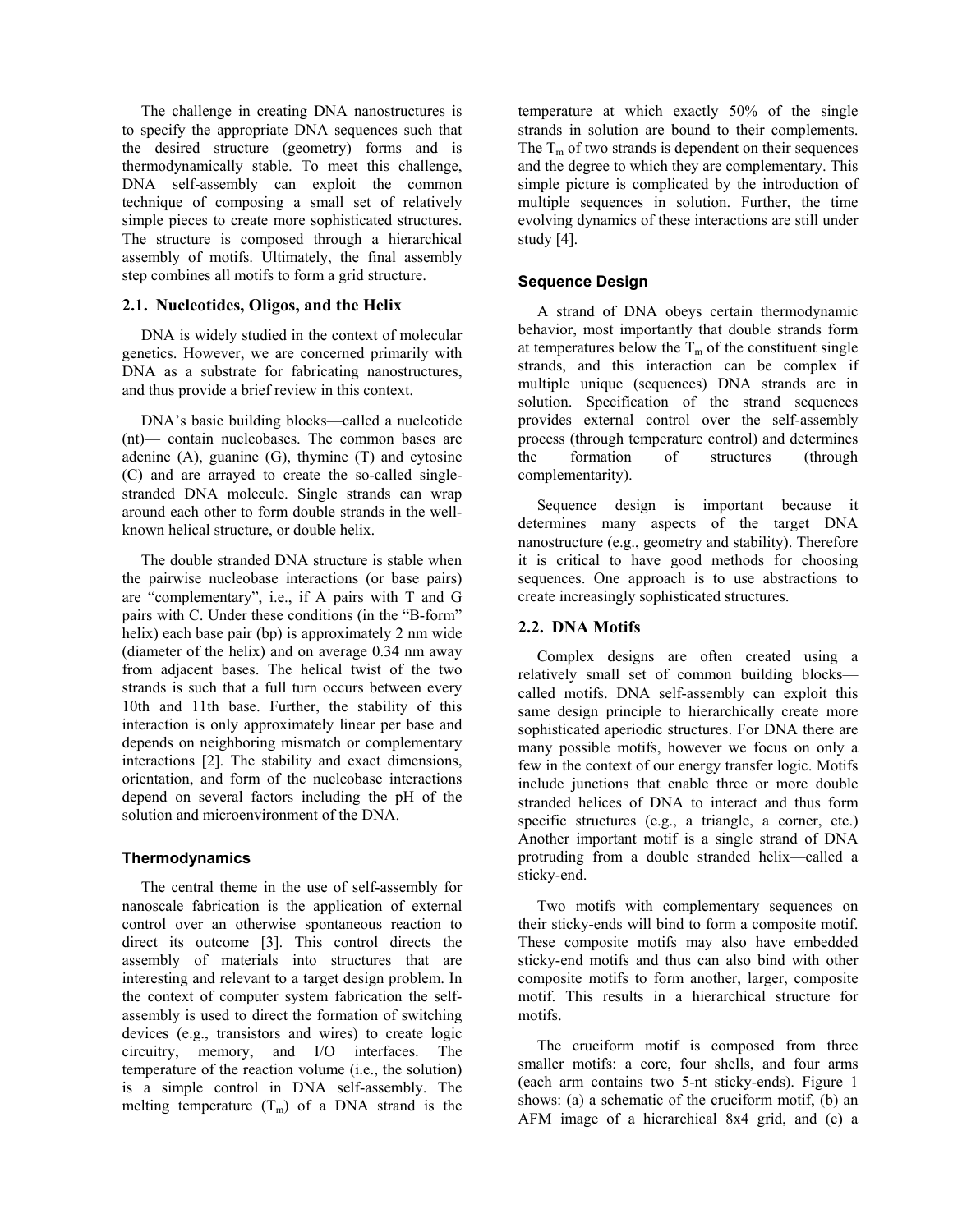The challenge in creating DNA nanostructures is to specify the appropriate DNA sequences such that the desired structure (geometry) forms and is thermodynamically stable. To meet this challenge, DNA self-assembly can exploit the common technique of composing a small set of relatively simple pieces to create more sophisticated structures. The structure is composed through a hierarchical assembly of motifs. Ultimately, the final assembly step combines all motifs to form a grid structure.

## 2.1. Nucleotides, Oligos, and the Helix

DNA is widely studied in the context of molecular genetics. However, we are concerned primarily with DNA as a substrate for fabricating nanostructures, and thus provide a brief review in this context.

DNA's basic building blocks—called a nucleotide (nt)— contain nucleobases. The common bases are adenine (A), guanine (G), thymine (T) and cytosine (C) and are arrayed to create the so-called single-stranded DNA molecule. Single strands can wrap around each other to form double strands in the well-known helical structure, or double helix.

The double stranded DNA structure is stable when the pairwise nucleobase interactions (or base pairs) are "complementary", i.e., if A pairs with T and G pairs with C. Under these conditions (in the "B-form" helix) each base pair (bp) is approximately 2 nm wide (diameter of the helix) and on average 0.34 nm away from adjacent bases. The helical twist of the two strands is such that a full turn occurs between every 10th and 11th base. Further, the stability of this interaction is only approximately linear per base and depends on neighboring mismatch or complementary interactions [2]. The stability and exact dimensions, orientation, and form of the nucleobase interactions depend on several factors including the pH of the solution and microenvironment of the DNA.

### Thermodynamics

The central theme in the use of self-assembly for nanoscale fabrication is the application of external control over an otherwise spontaneous reaction to direct its outcome [3]. This control directs the assembly of materials into structures that are interesting and relevant to a target design problem. In the context of computer system fabrication the self-assembly is used to direct the formation of switching devices (e.g., transistors and wires) to create logic circuitry, memory, and I/O interfaces. The temperature of the reaction volume (i.e., the solution) is a simple control in DNA self-assembly. The melting temperature ($T_m$) of a DNA strand is the temperature at which exactly 50% of the single strands in solution are bound to their complements. The $T_m$ of two strands is dependent on their sequences and the degree to which they are complementary. This simple picture is complicated by the introduction of multiple sequences in solution. Further, the time evolving dynamics of these interactions are still under study [4].

### Sequence Design

A strand of DNA obeys certain thermodynamic behavior, most importantly that double strands form at temperatures below the $T_m$ of the constituent single strands, and this interaction can be complex if multiple unique (sequences) DNA strands are in solution. Specification of the strand sequences provides external control over the self-assembly process (through temperature control) and determines the formation of structures (through complementarity).

Sequence design is important because it determines many aspects of the target DNA nanostructure (e.g., geometry and stability). Therefore it is critical to have good methods for choosing sequences. One approach is to use abstractions to create increasingly sophisticated structures.

## 2.2. DNA Motifs

Complex designs are often created using a relatively small set of common building blocks—called motifs. DNA self-assembly can exploit this same design principle to hierarchically create more sophisticated aperiodic structures. For DNA there are many possible motifs, however we focus on only a few in the context of our energy transfer logic. Motifs include junctions that enable three or more double stranded helices of DNA to interact and thus form specific structures (e.g., a triangle, a corner, etc.) Another important motif is a single strand of DNA protruding from a double stranded helix—called a sticky-end.

Two motifs with complementary sequences on their sticky-ends will bind to form a composite motif. These composite motifs may also have embedded sticky-end motifs and thus can also bind with other composite motifs to form another, larger, composite motif. This results in a hierarchical structure for motifs.

The cruciform motif is composed from three smaller motifs: a core, four shells, and four arms (each arm contains two 5-nt sticky-ends). Figure 1 shows: (a) a schematic of the cruciform motif, (b) an AFM image of a hierarchical 8x4 grid, and (c) a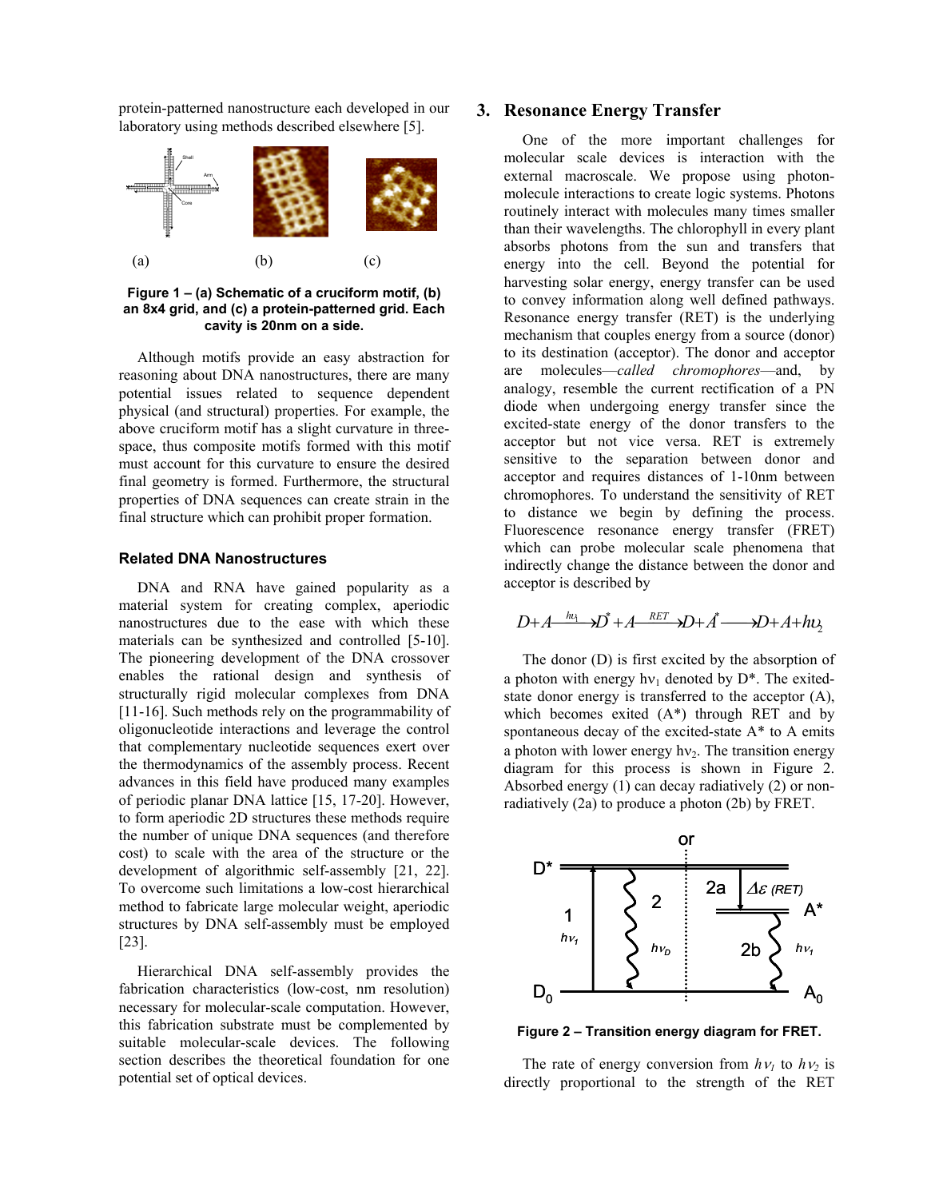protein-patterned nanostructure each developed in our laboratory using methods described elsewhere [5].

**Figure 1 – (a) Schematic of a cruciform motif, (b) an 8x4 grid, and (c) a protein-patterned grid. Each cavity is 20nm on a side.**

Although motifs provide an easy abstraction for reasoning about DNA nanostructures, there are many potential issues related to sequence dependent physical (and structural) properties. For example, the above cruciform motif has a slight curvature in three-space, thus composite motifs formed with this motif must account for this curvature to ensure the desired final geometry is formed. Furthermore, the structural properties of DNA sequences can create strain in the final structure which can prohibit proper formation.

### Related DNA Nanostructures

DNA and RNA have gained popularity as a material system for creating complex, aperiodic nanostructures due to the ease with which these materials can be synthesized and controlled [5-10]. The pioneering development of the DNA crossover enables the rational design and synthesis of structurally rigid molecular complexes from DNA [11-16]. Such methods rely on the programmability of oligonucleotide interactions and leverage the control that complementary nucleotide sequences exert over the thermodynamics of the assembly process. Recent advances in this field have produced many examples of periodic planar DNA lattice [15, 17-20]. However, to form aperiodic 2D structures these methods require the number of unique DNA sequences (and therefore cost) to scale with the area of the structure or the development of algorithmic self-assembly [21, 22]. To overcome such limitations a low-cost hierarchical method to fabricate large molecular weight, aperiodic structures by DNA self-assembly must be employed [23].

Hierarchical DNA self-assembly provides the fabrication characteristics (low-cost, nm resolution) necessary for molecular-scale computation. However, this fabrication substrate must be complemented by suitable molecular-scale devices. The following section describes the theoretical foundation for one potential set of optical devices.

## 3. Resonance Energy Transfer

One of the more important challenges for molecular scale devices is interaction with the external macroscale. We propose using photon-molecule interactions to create logic systems. Photons routinely interact with molecules many times smaller than their wavelengths. The chlorophyll in every plant absorbs photons from the sun and transfers that energy into the cell. Beyond the potential for harvesting solar energy, energy transfer can be used to convey information along well defined pathways. Resonance energy transfer (RET) is the underlying mechanism that couples energy from a source (donor) to its destination (acceptor). The donor and acceptor are molecules—*called chromophores*—and, by analogy, resemble the current rectification of a PN diode when undergoing energy transfer since the excited-state energy of the donor transfers to the acceptor but not vice versa. RET is extremely sensitive to the separation between donor and acceptor and requires distances of 1-10nm between chromophores. To understand the sensitivity of RET to distance we begin by defining the process. Fluorescence resonance energy transfer (FRET) which can probe molecular scale phenomena that indirectly change the distance between the donor and acceptor is described by

$$D + A \xrightarrow{h\nu_1} D^* + A \xrightarrow{RET} D + A^* \longrightarrow D + A + h\nu_2$$

The donor (D) is first excited by the absorption of a photon with energy $h\nu_1$ denoted by $D^*$. The excited-state donor energy is transferred to the acceptor (A), which becomes exited ($A^*$) through RET and by spontaneous decay of the excited-state $A^*$ to A emits a photon with lower energy $h\nu_2$. The transition energy diagram for this process is shown in Figure 2. Absorbed energy (1) can decay radiatively (2) or non-radiatively (2a) to produce a photon (2b) by FRET.

**Figure 2 – Transition energy diagram for FRET.**

The rate of energy conversion from $h\nu_1$ to $h\nu_2$ is directly proportional to the strength of the RET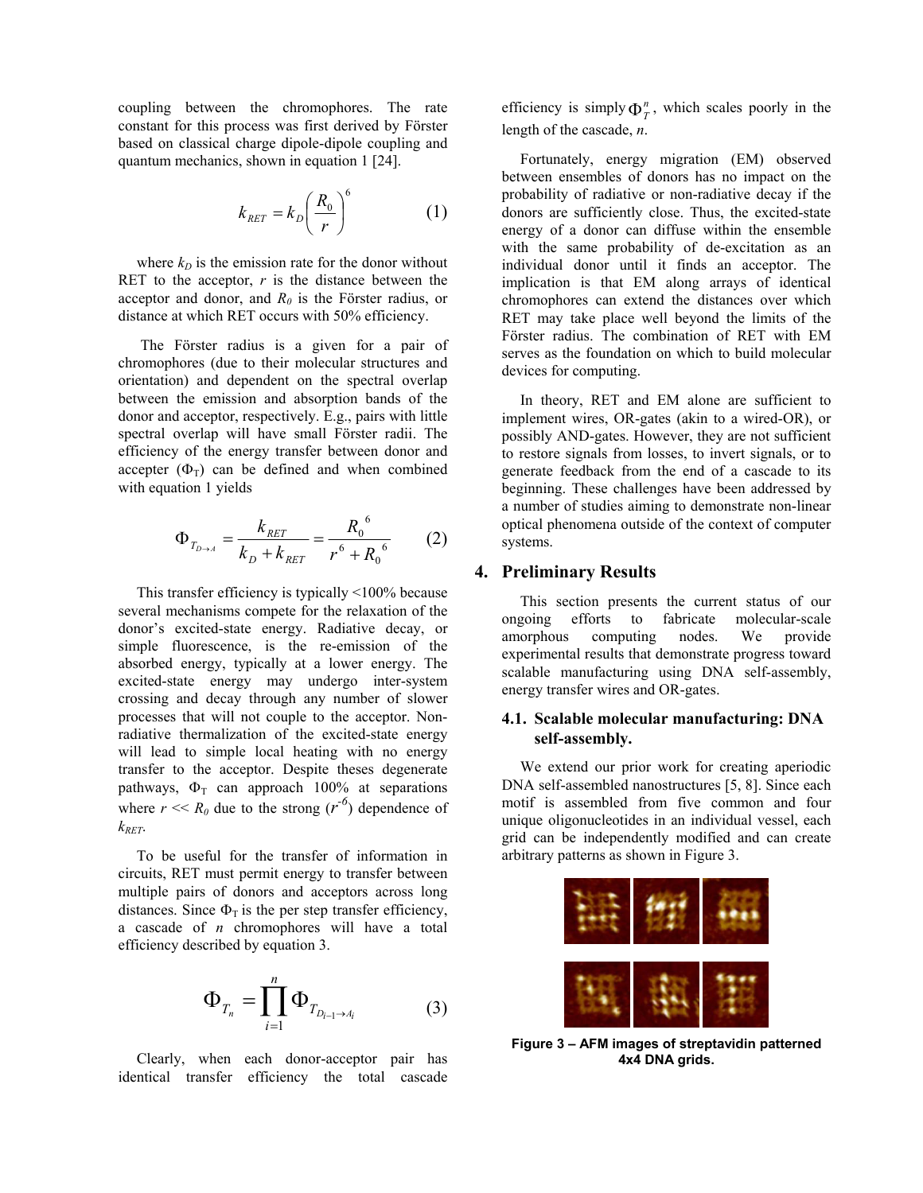coupling between the chromophores. The rate constant for this process was first derived by Förster based on classical charge dipole-dipole coupling and quantum mechanics, shown in equation 1 [24].

$$k_{RET} = k_D \left( \frac{R_0}{r} \right)^6 \qquad (1)$$

where $k_D$ is the emission rate for the donor without RET to the acceptor, $r$ is the distance between the acceptor and donor, and $R_0$ is the Förster radius, or distance at which RET occurs with 50% efficiency.

The Förster radius is a given for a pair of chromophores (due to their molecular structures and orientation) and dependent on the spectral overlap between the emission and absorption bands of the donor and acceptor, respectively. E.g., pairs with little spectral overlap will have small Förster radii. The efficiency of the energy transfer between donor and accepter ($\Phi_T$) can be defined and when combined with equation 1 yields

$$\Phi_{T_{D \to A}} = \frac{k_{RET}}{k_D + k_{RET}} = \frac{R_0^{\ 6}}{r^6 + R_0^{\ 6}} \qquad (2)$$

This transfer efficiency is typically <100% because several mechanisms compete for the relaxation of the donor's excited-state energy. Radiative decay, or simple fluorescence, is the re-emission of the absorbed energy, typically at a lower energy. The excited-state energy may undergo inter-system crossing and decay through any number of slower processes that will not couple to the acceptor. Non-radiative thermalization of the excited-state energy will lead to simple local heating with no energy transfer to the acceptor. Despite theses degenerate pathways, $\Phi_T$ can approach 100% at separations where $r \ll R_0$ due to the strong ($r^{-6}$) dependence of $k_{RET}$.

To be useful for the transfer of information in circuits, RET must permit energy to transfer between multiple pairs of donors and acceptors across long distances. Since $\Phi_T$ is the per step transfer efficiency, a cascade of $n$ chromophores will have a total efficiency described by equation 3.

$$\Phi_{T_n} = \prod_{i=1}^{n} \Phi_{T_{D_{i-1} \to A_i}} \qquad (3)$$

Clearly, when each donor-acceptor pair has identical transfer efficiency the total cascade efficiency is simply $\Phi_T^n$, which scales poorly in the length of the cascade, $n$.

Fortunately, energy migration (EM) observed between ensembles of donors has no impact on the probability of radiative or non-radiative decay if the donors are sufficiently close. Thus, the excited-state energy of a donor can diffuse within the ensemble with the same probability of de-excitation as an individual donor until it finds an acceptor. The implication is that EM along arrays of identical chromophores can extend the distances over which RET may take place well beyond the limits of the Förster radius. The combination of RET with EM serves as the foundation on which to build molecular devices for computing.

In theory, RET and EM alone are sufficient to implement wires, OR-gates (akin to a wired-OR), or possibly AND-gates. However, they are not sufficient to restore signals from losses, to invert signals, or to generate feedback from the end of a cascade to its beginning. These challenges have been addressed by a number of studies aiming to demonstrate non-linear optical phenomena outside of the context of computer systems.

## 4. Preliminary Results

This section presents the current status of our ongoing efforts to fabricate molecular-scale amorphous computing nodes. We provide experimental results that demonstrate progress toward scalable manufacturing using DNA self-assembly, energy transfer wires and OR-gates.

### 4.1. Scalable molecular manufacturing: DNA self-assembly.

We extend our prior work for creating aperiodic DNA self-assembled nanostructures [5, 8]. Since each motif is assembled from five common and four unique oligonucleotides in an individual vessel, each grid can be independently modified and can create arbitrary patterns as shown in Figure 3.

**Figure 3 – AFM images of streptavidin patterned 4x4 DNA grids.**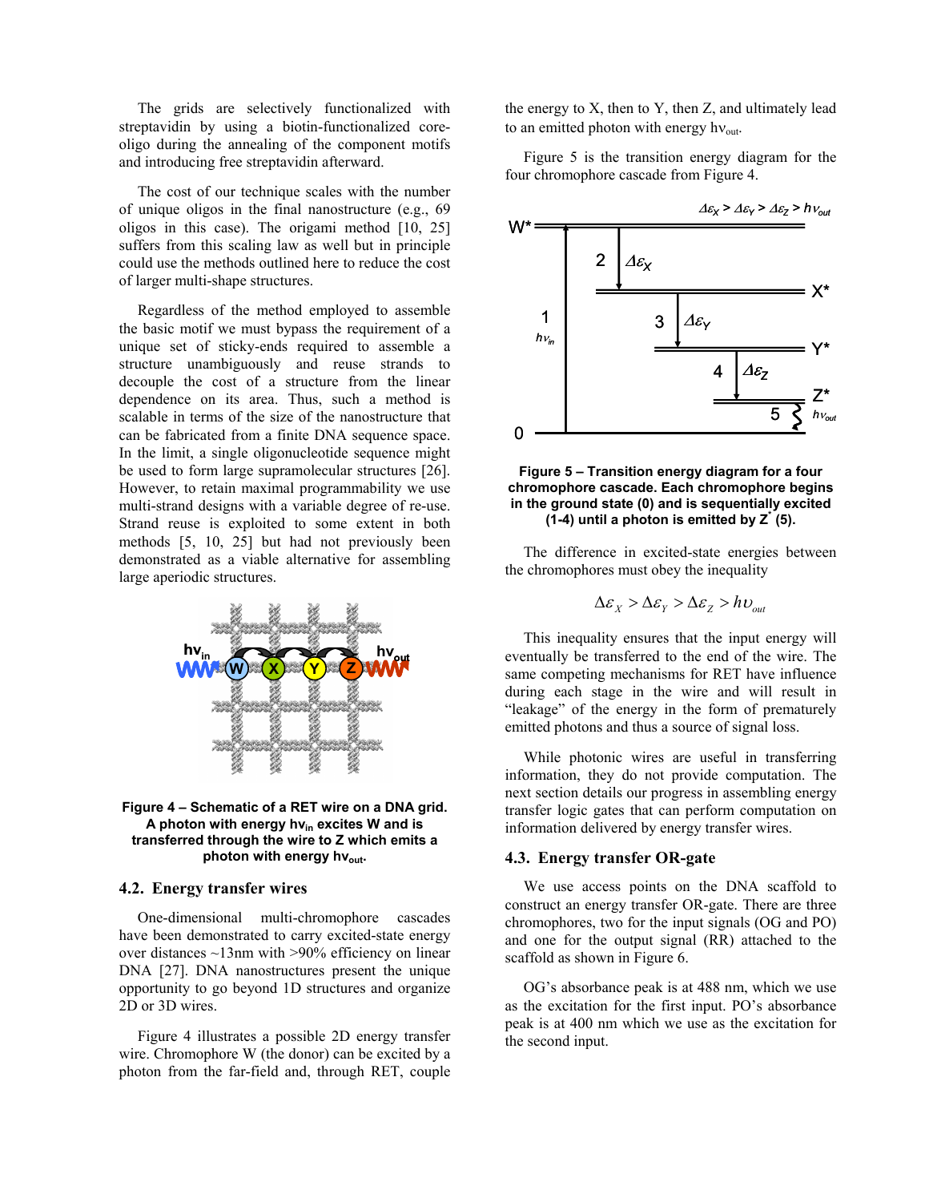The grids are selectively functionalized with streptavidin by using a biotin-functionalized core-oligo during the annealing of the component motifs and introducing free streptavidin afterward.

The cost of our technique scales with the number of unique oligos in the final nanostructure (e.g., 69 oligos in this case). The origami method [10, 25] suffers from this scaling law as well but in principle could use the methods outlined here to reduce the cost of larger multi-shape structures.

Regardless of the method employed to assemble the basic motif we must bypass the requirement of a unique set of sticky-ends required to assemble a structure unambiguously and reuse strands to decouple the cost of a structure from the linear dependence on its area. Thus, such a method is scalable in terms of the size of the nanostructure that can be fabricated from a finite DNA sequence space. In the limit, a single oligonucleotide sequence might be used to form large supramolecular structures [26]. However, to retain maximal programmability we use multi-strand designs with a variable degree of re-use. Strand reuse is exploited to some extent in both methods [5, 10, 25] but had not previously been demonstrated as a viable alternative for assembling large aperiodic structures.

**Figure 4 – Schematic of a RET wire on a DNA grid. A photon with energy $h\nu_{in}$ excites W and is transferred through the wire to Z which emits a photon with energy $h\nu_{out}$.**

## 4.2. Energy transfer wires

One-dimensional multi-chromophore cascades have been demonstrated to carry excited-state energy over distances ~13nm with >90% efficiency on linear DNA [27]. DNA nanostructures present the unique opportunity to go beyond 1D structures and organize 2D or 3D wires.

Figure 4 illustrates a possible 2D energy transfer wire. Chromophore W (the donor) can be excited by a photon from the far-field and, through RET, couple the energy to X, then to Y, then Z, and ultimately lead to an emitted photon with energy $h\nu_{out}$.

Figure 5 is the transition energy diagram for the four chromophore cascade from Figure 4.

**Figure 5 – Transition energy diagram for a four chromophore cascade. Each chromophore begins in the ground state (0) and is sequentially excited (1-4) until a photon is emitted by $Z^*$ (5).**

The difference in excited-state energies between the chromophores must obey the inequality

$$\Delta\varepsilon_X > \Delta\varepsilon_Y > \Delta\varepsilon_Z > h\upsilon_{out}$$

This inequality ensures that the input energy will eventually be transferred to the end of the wire. The same competing mechanisms for RET have influence during each stage in the wire and will result in "leakage" of the energy in the form of prematurely emitted photons and thus a source of signal loss.

While photonic wires are useful in transferring information, they do not provide computation. The next section details our progress in assembling energy transfer logic gates that can perform computation on information delivered by energy transfer wires.

## 4.3. Energy transfer OR-gate

We use access points on the DNA scaffold to construct an energy transfer OR-gate. There are three chromophores, two for the input signals (OG and PO) and one for the output signal (RR) attached to the scaffold as shown in Figure 6.

OG's absorbance peak is at 488 nm, which we use as the excitation for the first input. PO's absorbance peak is at 400 nm which we use as the excitation for the second input.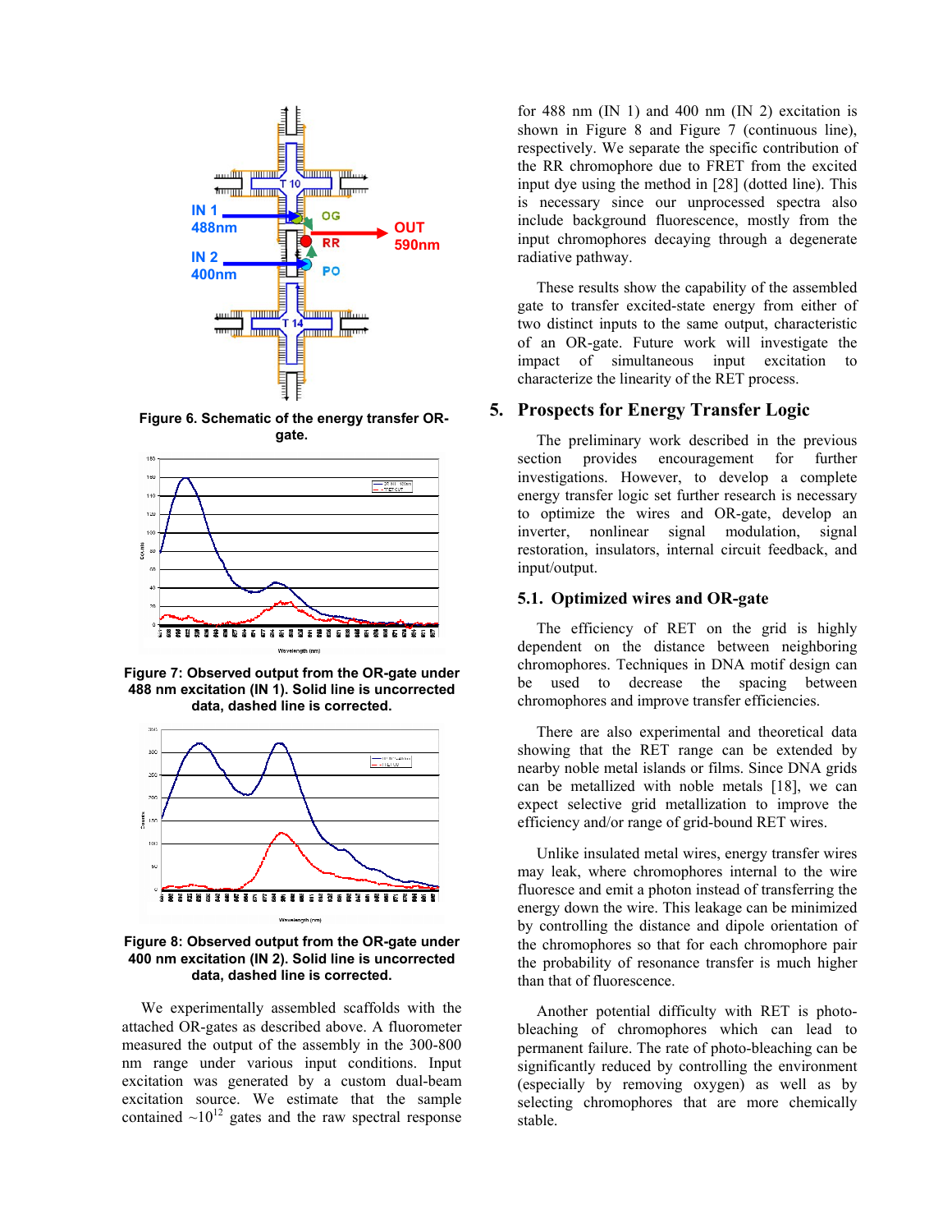Figure 6. Schematic of the energy transfer OR-gate.

Figure 7: Observed output from the OR-gate under 488 nm excitation (IN 1). Solid line is uncorrected data, dashed line is corrected.

Figure 8: Observed output from the OR-gate under 400 nm excitation (IN 2). Solid line is uncorrected data, dashed line is corrected.

We experimentally assembled scaffolds with the attached OR-gates as described above. A fluorometer measured the output of the assembly in the 300-800 nm range under various input conditions. Input excitation was generated by a custom dual-beam excitation source. We estimate that the sample contained ~$10^{12}$ gates and the raw spectral response for 488 nm (IN 1) and 400 nm (IN 2) excitation is shown in Figure 8 and Figure 7 (continuous line), respectively. We separate the specific contribution of the RR chromophore due to FRET from the excited input dye using the method in [28] (dotted line). This is necessary since our unprocessed spectra also include background fluorescence, mostly from the input chromophores decaying through a degenerate radiative pathway.

These results show the capability of the assembled gate to transfer excited-state energy from either of two distinct inputs to the same output, characteristic of an OR-gate. Future work will investigate the impact of simultaneous input excitation to characterize the linearity of the RET process.

## 5. Prospects for Energy Transfer Logic

The preliminary work described in the previous section provides encouragement for further investigations. However, to develop a complete energy transfer logic set further research is necessary to optimize the wires and OR-gate, develop an inverter, nonlinear signal modulation, signal restoration, insulators, internal circuit feedback, and input/output.

### 5.1. Optimized wires and OR-gate

The efficiency of RET on the grid is highly dependent on the distance between neighboring chromophores. Techniques in DNA motif design can be used to decrease the spacing between chromophores and improve transfer efficiencies.

There are also experimental and theoretical data showing that the RET range can be extended by nearby noble metal islands or films. Since DNA grids can be metallized with noble metals [18], we can expect selective grid metallization to improve the efficiency and/or range of grid-bound RET wires.

Unlike insulated metal wires, energy transfer wires may leak, where chromophores internal to the wire fluoresce and emit a photon instead of transferring the energy down the wire. This leakage can be minimized by controlling the distance and dipole orientation of the chromophores so that for each chromophore pair the probability of resonance transfer is much higher than that of fluorescence.

Another potential difficulty with RET is photo-bleaching of chromophores which can lead to permanent failure. The rate of photo-bleaching can be significantly reduced by controlling the environment (especially by removing oxygen) as well as by selecting chromophores that are more chemically stable.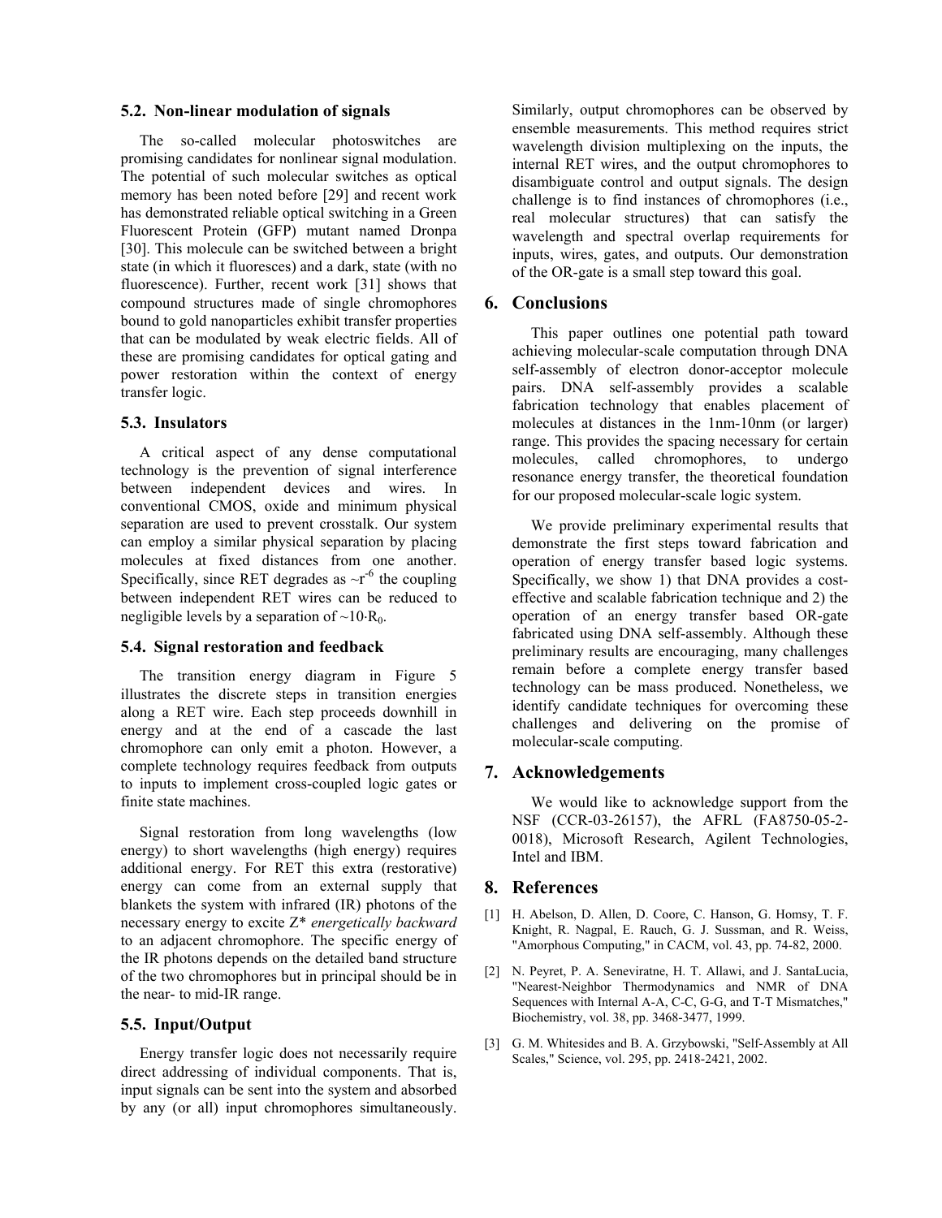### 5.2. Non-linear modulation of signals

The so-called molecular photoswitches are promising candidates for nonlinear signal modulation. The potential of such molecular switches as optical memory has been noted before [29] and recent work has demonstrated reliable optical switching in a Green Fluorescent Protein (GFP) mutant named Dronpa [30]. This molecule can be switched between a bright state (in which it fluoresces) and a dark, state (with no fluorescence). Further, recent work [31] shows that compound structures made of single chromophores bound to gold nanoparticles exhibit transfer properties that can be modulated by weak electric fields. All of these are promising candidates for optical gating and power restoration within the context of energy transfer logic.

### 5.3. Insulators

A critical aspect of any dense computational technology is the prevention of signal interference between independent devices and wires. In conventional CMOS, oxide and minimum physical separation are used to prevent crosstalk. Our system can employ a similar physical separation by placing molecules at fixed distances from one another. Specifically, since RET degrades as $\sim r^{-6}$ the coupling between independent RET wires can be reduced to negligible levels by a separation of $\sim 10 \cdot R_0$.

### 5.4. Signal restoration and feedback

The transition energy diagram in Figure 5 illustrates the discrete steps in transition energies along a RET wire. Each step proceeds downhill in energy and at the end of a cascade the last chromophore can only emit a photon. However, a complete technology requires feedback from outputs to inputs to implement cross-coupled logic gates or finite state machines.

Signal restoration from long wavelengths (low energy) to short wavelengths (high energy) requires additional energy. For RET this extra (restorative) energy can come from an external supply that blankets the system with infrared (IR) photons of the necessary energy to excite Z* *energetically backward* to an adjacent chromophore. The specific energy of the IR photons depends on the detailed band structure of the two chromophores but in principal should be in the near- to mid-IR range.

### 5.5. Input/Output

Energy transfer logic does not necessarily require direct addressing of individual components. That is, input signals can be sent into the system and absorbed by any (or all) input chromophores simultaneously. Similarly, output chromophores can be observed by ensemble measurements. This method requires strict wavelength division multiplexing on the inputs, the internal RET wires, and the output chromophores to disambiguate control and output signals. The design challenge is to find instances of chromophores (i.e., real molecular structures) that can satisfy the wavelength and spectral overlap requirements for inputs, wires, gates, and outputs. Our demonstration of the OR-gate is a small step toward this goal.

## 6. Conclusions

This paper outlines one potential path toward achieving molecular-scale computation through DNA self-assembly of electron donor-acceptor molecule pairs. DNA self-assembly provides a scalable fabrication technology that enables placement of molecules at distances in the 1nm-10nm (or larger) range. This provides the spacing necessary for certain molecules, called chromophores, to undergo resonance energy transfer, the theoretical foundation for our proposed molecular-scale logic system.

We provide preliminary experimental results that demonstrate the first steps toward fabrication and operation of energy transfer based logic systems. Specifically, we show 1) that DNA provides a cost-effective and scalable fabrication technique and 2) the operation of an energy transfer based OR-gate fabricated using DNA self-assembly. Although these preliminary results are encouraging, many challenges remain before a complete energy transfer based technology can be mass produced. Nonetheless, we identify candidate techniques for overcoming these challenges and delivering on the promise of molecular-scale computing.

## 7. Acknowledgements

We would like to acknowledge support from the NSF (CCR-03-26157), the AFRL (FA8750-05-2-0018), Microsoft Research, Agilent Technologies, Intel and IBM.

## 8. References

[1] H. Abelson, D. Allen, D. Coore, C. Hanson, G. Homsy, T. F. Knight, R. Nagpal, E. Rauch, G. J. Sussman, and R. Weiss, "Amorphous Computing," in CACM, vol. 43, pp. 74-82, 2000.

[2] N. Peyret, P. A. Seneviratne, H. T. Allawi, and J. SantaLucia, "Nearest-Neighbor Thermodynamics and NMR of DNA Sequences with Internal A-A, C-C, G-G, and T-T Mismatches," Biochemistry, vol. 38, pp. 3468-3477, 1999.

[3] G. M. Whitesides and B. A. Grzybowski, "Self-Assembly at All Scales," Science, vol. 295, pp. 2418-2421, 2002.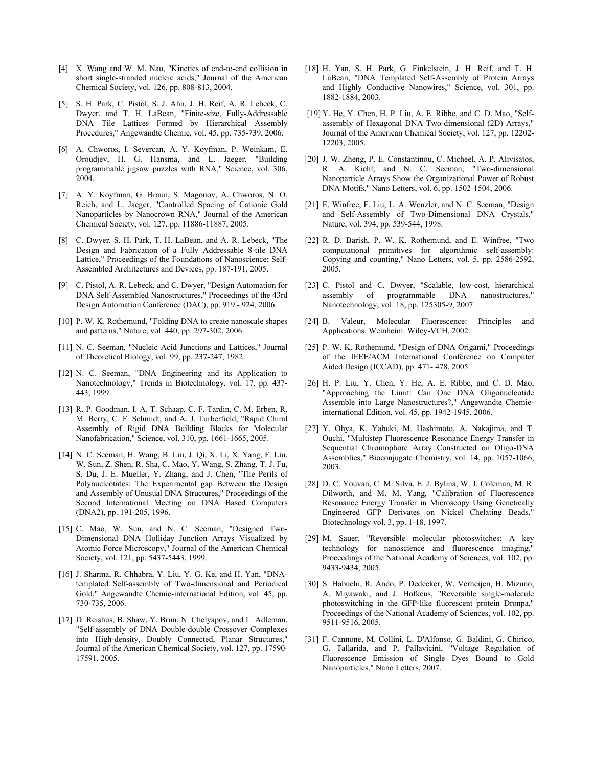[4] X. Wang and W. M. Nau, "Kinetics of end-to-end collision in short single-stranded nucleic acids," Journal of the American Chemical Society, vol. 126, pp. 808-813, 2004.

[5] S. H. Park, C. Pistol, S. J. Ahn, J. H. Reif, A. R. Lebeck, C. Dwyer, and T. H. LaBean, "Finite-size, Fully-Addressable DNA Tile Lattices Formed by Hierarchical Assembly Procedures," Angewandte Chemie, vol. 45, pp. 735-739, 2006.

[6] A. Chworos, I. Severcan, A. Y. Koyfman, P. Weinkam, E. Oroudjev, H. G. Hansma, and L. Jaeger, "Building programmable jigsaw puzzles with RNA," Science, vol. 306, 2004.

[7] A. Y. Koyfman, G. Braun, S. Magonov, A. Chworos, N. O. Reich, and L. Jaeger, "Controlled Spacing of Cationic Gold Nanoparticles by Nanocrown RNA," Journal of the American Chemical Society, vol. 127, pp. 11886-11887, 2005.

[8] C. Dwyer, S. H. Park, T. H. LaBean, and A. R. Lebeck, "The Design and Fabrication of a Fully Addressable 8-tile DNA Lattice," Proceedings of the Foundations of Nanoscience: Self-Assembled Architectures and Devices, pp. 187-191, 2005.

[9] C. Pistol, A. R. Lebeck, and C. Dwyer, "Design Automation for DNA Self-Assembled Nanostructures," Proceedings of the 43rd Design Automation Conference (DAC), pp. 919 - 924, 2006.

[10] P. W. K. Rothemund, "Folding DNA to create nanoscale shapes and patterns," Nature, vol. 440, pp. 297-302, 2006.

[11] N. C. Seeman, "Nucleic Acid Junctions and Lattices," Journal of Theoretical Biology, vol. 99, pp. 237-247, 1982.

[12] N. C. Seeman, "DNA Engineering and its Application to Nanotechnology," Trends in Biotechnology, vol. 17, pp. 437-443, 1999.

[13] R. P. Goodman, I. A. T. Schaap, C. F. Tardin, C. M. Erben, R. M. Berry, C. F. Schmidt, and A. J. Turberfield, "Rapid Chiral Assembly of Rigid DNA Building Blocks for Molecular Nanofabrication," Science, vol. 310, pp. 1661-1665, 2005.

[14] N. C. Seeman, H. Wang, B. Liu, J. Qi, X. Li, X. Yang, F. Liu, W. Sun, Z. Shen, R. Sha, C. Mao, Y. Wang, S. Zhang, T. J. Fu, S. Du, J. E. Mueller, Y. Zhang, and J. Chen, "The Perils of Polynucleotides: The Experimental gap Between the Design and Assembly of Unusual DNA Structures," Proceedings of the Second International Meeting on DNA Based Computers (DNA2), pp. 191-205, 1996.

[15] C. Mao, W. Sun, and N. C. Seeman, "Designed Two-Dimensional DNA Holliday Junction Arrays Visualized by Atomic Force Microscopy," Journal of the American Chemical Society, vol. 121, pp. 5437-5443, 1999.

[16] J. Sharma, R. Chhabra, Y. Liu, Y. G. Ke, and H. Yan, "DNA-templated Self-assembly of Two-dimensional and Periodical Gold," Angewandte Chemie-international Edition, vol. 45, pp. 730-735, 2006.

[17] D. Reishus, B. Shaw, Y. Brun, N. Chelyapov, and L. Adleman, "Self-assembly of DNA Double-double Crossover Complexes into High-density, Doubly Connected, Planar Structures," Journal of the American Chemical Society, vol. 127, pp. 17590-17591, 2005.

[18] H. Yan, S. H. Park, G. Finkelstein, J. H. Reif, and T. H. LaBean, "DNA Templated Self-Assembly of Protein Arrays and Highly Conductive Nanowires," Science, vol. 301, pp. 1882-1884, 2003.

[19] Y. He, Y. Chen, H. P. Liu, A. E. Ribbe, and C. D. Mao, "Self-assembly of Hexagonal DNA Two-dimensional (2D) Arrays," Journal of the American Chemical Society, vol. 127, pp. 12202-12203, 2005.

[20] J. W. Zheng, P. E. Constantinou, C. Micheel, A. P. Alivisatos, R. A. Kiehl, and N. C. Seeman, "Two-dimensional Nanoparticle Arrays Show the Organizational Power of Robust DNA Motifs," Nano Letters, vol. 6, pp. 1502-1504, 2006.

[21] E. Winfree, F. Liu, L. A. Wenzler, and N. C. Seeman, "Design and Self-Assembly of Two-Dimensional DNA Crystals," Nature, vol. 394, pp. 539-544, 1998.

[22] R. D. Barish, P. W. K. Rothemund, and E. Winfree, "Two computational primitives for algorithmic self-assembly: Copying and counting," Nano Letters, vol. 5, pp. 2586-2592, 2005.

[23] C. Pistol and C. Dwyer, "Scalable, low-cost, hierarchical assembly of programmable DNA nanostructures," Nanotechnology, vol. 18, pp. 125305-9, 2007.

[24] B. Valeur, Molecular Fluorescence: Principles and Applications. Weinheim: Wiley-VCH, 2002.

[25] P. W. K. Rothemund, "Design of DNA Origami," Proceedings of the IEEE/ACM International Conference on Computer Aided Design (ICCAD), pp. 471- 478, 2005.

[26] H. P. Liu, Y. Chen, Y. He, A. E. Ribbe, and C. D. Mao, "Approaching the Limit: Can One DNA Oligonucleotide Assemble into Large Nanostructures?," Angewandte Chemie-international Edition, vol. 45, pp. 1942-1945, 2006.

[27] Y. Ohya, K. Yabuki, M. Hashimoto, A. Nakajima, and T. Ouchi, "Multistep Fluorescence Resonance Energy Transfer in Sequential Chromophore Array Constructed on Oligo-DNA Assemblies," Bioconjugate Chemistry, vol. 14, pp. 1057-1066, 2003.

[28] D. C. Youvan, C. M. Silva, E. J. Bylina, W. J. Coleman, M. R. Dilworth, and M. M. Yang, "Calibration of Fluorescence Resonance Energy Transfer in Microscopy Using Genetically Engineered GFP Derivates on Nickel Chelating Beads," Biotechnology vol. 3, pp. 1-18, 1997.

[29] M. Sauer, "Reversible molecular photoswitches: A key technology for nanoscience and fluorescence imaging," Proceedings of the National Academy of Sciences, vol. 102, pp. 9433-9434, 2005.

[30] S. Habuchi, R. Ando, P. Dedecker, W. Verheijen, H. Mizuno, A. Miyawaki, and J. Hofkens, "Reversible single-molecule photoswitching in the GFP-like fluorescent protein Dronpa," Proceedings of the National Academy of Sciences, vol. 102, pp. 9511-9516, 2005.

[31] F. Cannone, M. Collini, L. D'Alfonso, G. Baldini, G. Chirico, G. Tallarida, and P. Pallavicini, "Voltage Regulation of Fluorescence Emission of Single Dyes Bound to Gold Nanoparticles," Nano Letters, 2007.